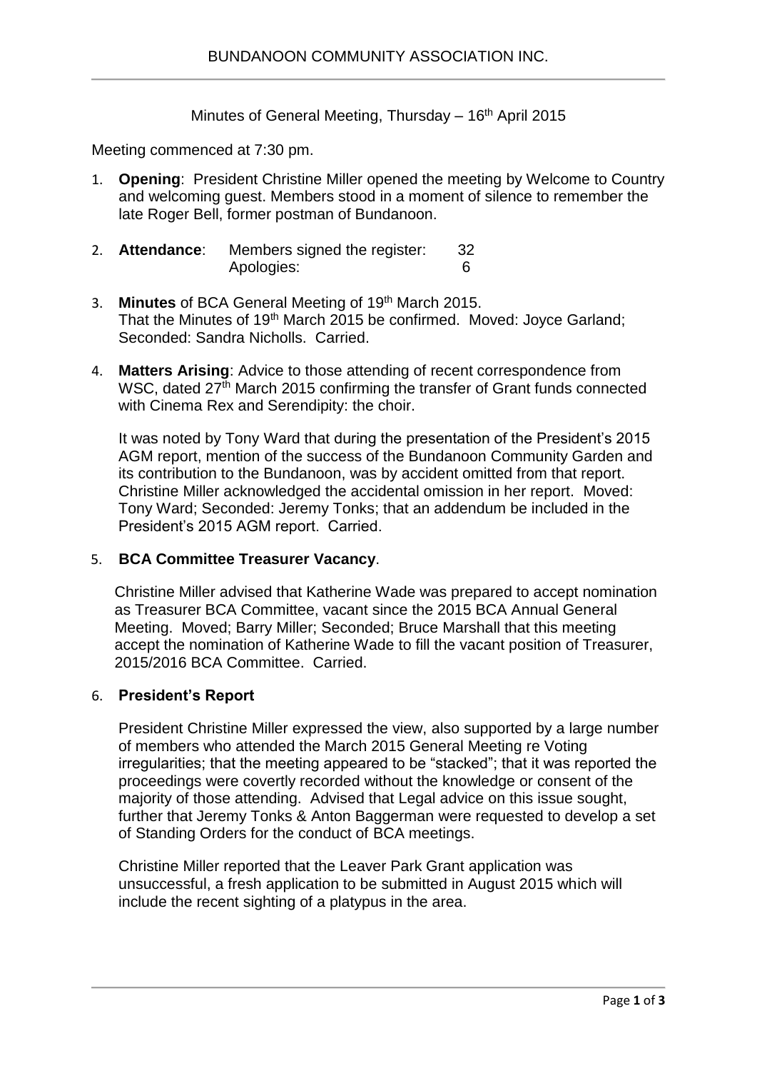# BUNDANOON COMMUNITY ASSOCIATION INC.

Minutes of General Meeting, Thursday – 16th April 2015

Meeting commenced at 7:30 pm.

1. **Opening**: President Christine Miller opened the meeting by Welcome to Country and welcoming guest. Members stood in a moment of silence to remember the late Roger Bell, former postman of Bundanoon.

2. **Attendance**: Members signed the register: 32
   Apologies: 6

3. **Minutes** of BCA General Meeting of 19th March 2015.
   That the Minutes of 19th March 2015 be confirmed. Moved: Joyce Garland; Seconded: Sandra Nicholls. Carried.

4. **Matters Arising**: Advice to those attending of recent correspondence from WSC, dated 27th March 2015 confirming the transfer of Grant funds connected with Cinema Rex and Serendipity: the choir.

   It was noted by Tony Ward that during the presentation of the President's 2015 AGM report, mention of the success of the Bundanoon Community Garden and its contribution to the Bundanoon, was by accident omitted from that report. Christine Miller acknowledged the accidental omission in her report. Moved: Tony Ward; Seconded: Jeremy Tonks; that an addendum be included in the President's 2015 AGM report. Carried.

5. **BCA Committee Treasurer Vacancy**.

   Christine Miller advised that Katherine Wade was prepared to accept nomination as Treasurer BCA Committee, vacant since the 2015 BCA Annual General Meeting. Moved; Barry Miller; Seconded; Bruce Marshall that this meeting accept the nomination of Katherine Wade to fill the vacant position of Treasurer, 2015/2016 BCA Committee. Carried.

6. **President's Report**

   President Christine Miller expressed the view, also supported by a large number of members who attended the March 2015 General Meeting re Voting irregularities; that the meeting appeared to be "stacked"; that it was reported the proceedings were covertly recorded without the knowledge or consent of the majority of those attending. Advised that Legal advice on this issue sought, further that Jeremy Tonks & Anton Baggerman were requested to develop a set of Standing Orders for the conduct of BCA meetings.

   Christine Miller reported that the Leaver Park Grant application was unsuccessful, a fresh application to be submitted in August 2015 which will include the recent sighting of a platypus in the area.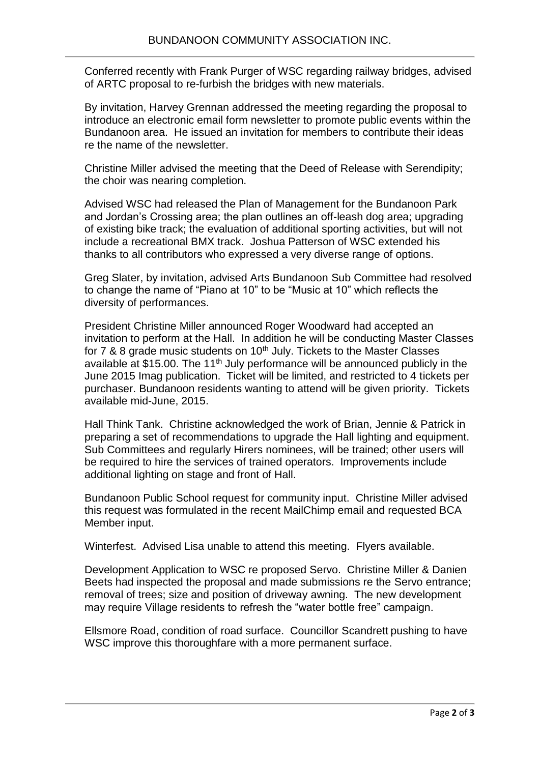Conferred recently with Frank Purger of WSC regarding railway bridges, advised of ARTC proposal to re-furbish the bridges with new materials.

By invitation, Harvey Grennan addressed the meeting regarding the proposal to introduce an electronic email form newsletter to promote public events within the Bundanoon area. He issued an invitation for members to contribute their ideas re the name of the newsletter.

Christine Miller advised the meeting that the Deed of Release with Serendipity; the choir was nearing completion.

Advised WSC had released the Plan of Management for the Bundanoon Park and Jordan's Crossing area; the plan outlines an off-leash dog area; upgrading of existing bike track; the evaluation of additional sporting activities, but will not include a recreational BMX track. Joshua Patterson of WSC extended his thanks to all contributors who expressed a very diverse range of options.

Greg Slater, by invitation, advised Arts Bundanoon Sub Committee had resolved to change the name of "Piano at 10" to be "Music at 10" which reflects the diversity of performances.

President Christine Miller announced Roger Woodward had accepted an invitation to perform at the Hall. In addition he will be conducting Master Classes for 7 & 8 grade music students on 10th July. Tickets to the Master Classes available at $15.00. The 11th July performance will be announced publicly in the June 2015 Imag publication. Ticket will be limited, and restricted to 4 tickets per purchaser. Bundanoon residents wanting to attend will be given priority. Tickets available mid-June, 2015.

Hall Think Tank. Christine acknowledged the work of Brian, Jennie & Patrick in preparing a set of recommendations to upgrade the Hall lighting and equipment. Sub Committees and regularly Hirers nominees, will be trained; other users will be required to hire the services of trained operators. Improvements include additional lighting on stage and front of Hall.

Bundanoon Public School request for community input. Christine Miller advised this request was formulated in the recent MailChimp email and requested BCA Member input.

Winterfest. Advised Lisa unable to attend this meeting. Flyers available.

Development Application to WSC re proposed Servo. Christine Miller & Danien Beets had inspected the proposal and made submissions re the Servo entrance; removal of trees; size and position of driveway awning. The new development may require Village residents to refresh the "water bottle free" campaign.

Ellsmore Road, condition of road surface. Councillor Scandrett pushing to have WSC improve this thoroughfare with a more permanent surface.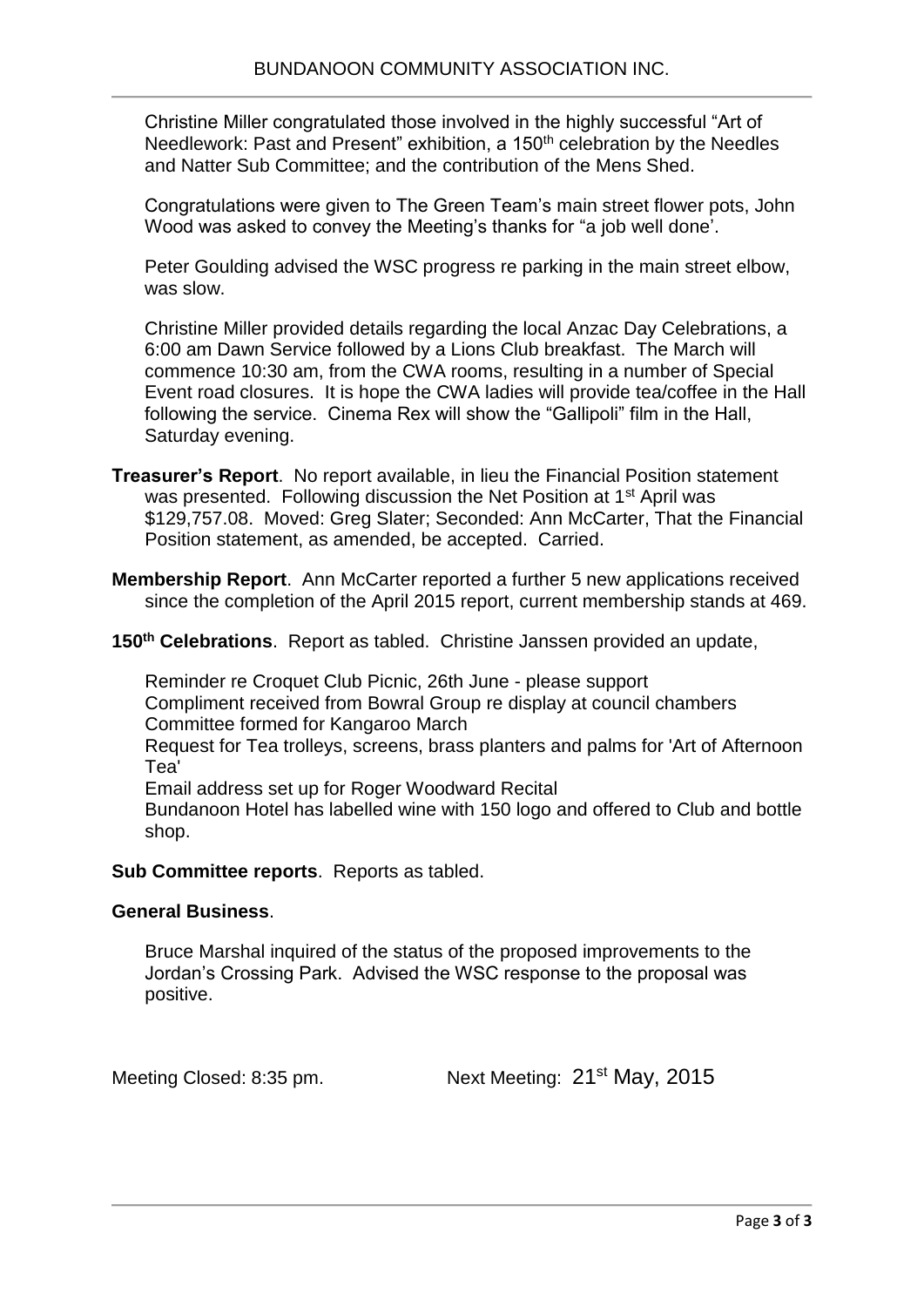Christine Miller congratulated those involved in the highly successful "Art of Needlework: Past and Present" exhibition, a 150th celebration by the Needles and Natter Sub Committee; and the contribution of the Mens Shed.

Congratulations were given to The Green Team's main street flower pots, John Wood was asked to convey the Meeting's thanks for "a job well done'.

Peter Goulding advised the WSC progress re parking in the main street elbow, was slow.

Christine Miller provided details regarding the local Anzac Day Celebrations, a 6:00 am Dawn Service followed by a Lions Club breakfast. The March will commence 10:30 am, from the CWA rooms, resulting in a number of Special Event road closures. It is hope the CWA ladies will provide tea/coffee in the Hall following the service. Cinema Rex will show the "Gallipoli" film in the Hall, Saturday evening.

**Treasurer's Report**. No report available, in lieu the Financial Position statement was presented. Following discussion the Net Position at 1st April was $129,757.08. Moved: Greg Slater; Seconded: Ann McCarter, That the Financial Position statement, as amended, be accepted. Carried.

**Membership Report**. Ann McCarter reported a further 5 new applications received since the completion of the April 2015 report, current membership stands at 469.

**150th Celebrations**. Report as tabled. Christine Janssen provided an update,

Reminder re Croquet Club Picnic, 26th June - please support
Compliment received from Bowral Group re display at council chambers
Committee formed for Kangaroo March
Request for Tea trolleys, screens, brass planters and palms for 'Art of Afternoon Tea'
Email address set up for Roger Woodward Recital
Bundanoon Hotel has labelled wine with 150 logo and offered to Club and bottle shop.

**Sub Committee reports**. Reports as tabled.

**General Business**.

Bruce Marshal inquired of the status of the proposed improvements to the Jordan's Crossing Park. Advised the WSC response to the proposal was positive.

Meeting Closed: 8:35 pm. Next Meeting: 21st May, 2015